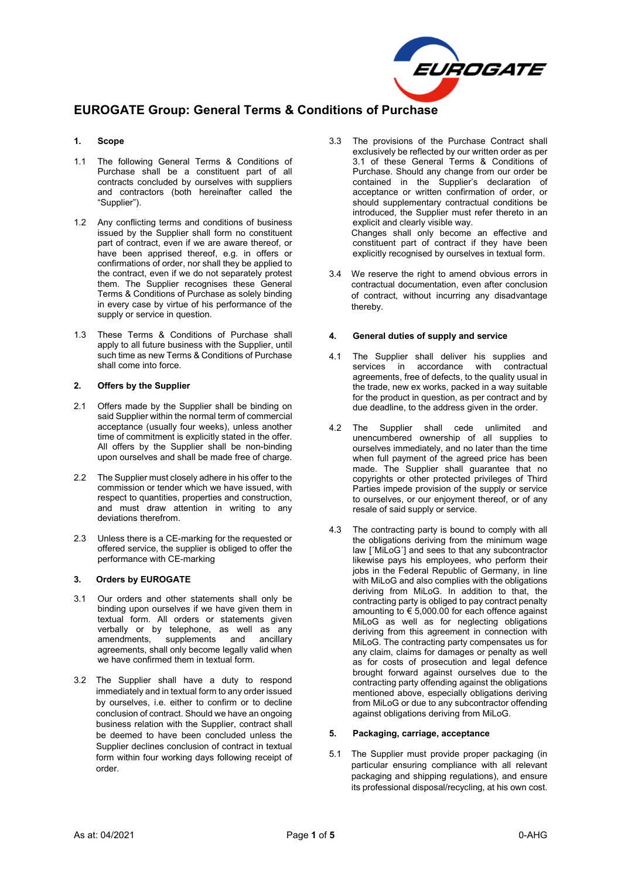# EUROGATE Group: General Terms & Conditions of Purchase

## 1. Scope

1.1 The following General Terms & Conditions of Purchase shall be a constituent part of all contracts concluded by ourselves with suppliers and contractors (both hereinafter called the "Supplier").

1.2 Any conflicting terms and conditions of business issued by the Supplier shall form no constituent part of contract, even if we are aware thereof, or have been apprised thereof, e.g. in offers or confirmations of order, nor shall they be applied to the contract, even if we do not separately protest them. The Supplier recognises these General Terms & Conditions of Purchase as solely binding in every case by virtue of his performance of the supply or service in question.

1.3 These Terms & Conditions of Purchase shall apply to all future business with the Supplier, until such time as new Terms & Conditions of Purchase shall come into force.

## 2. Offers by the Supplier

2.1 Offers made by the Supplier shall be binding on said Supplier within the normal term of commercial acceptance (usually four weeks), unless another time of commitment is explicitly stated in the offer. All offers by the Supplier shall be non-binding upon ourselves and shall be made free of charge.

2.2 The Supplier must closely adhere in his offer to the commission or tender which we have issued, with respect to quantities, properties and construction, and must draw attention in writing to any deviations therefrom.

2.3 Unless there is a CE-marking for the requested or offered service, the supplier is obliged to offer the performance with CE-marking

## 3. Orders by EUROGATE

3.1 Our orders and other statements shall only be binding upon ourselves if we have given them in textual form. All orders or statements given verbally or by telephone, as well as any amendments, supplements and ancillary agreements, shall only become legally valid when we have confirmed them in textual form.

3.2 The Supplier shall have a duty to respond immediately and in textual form to any order issued by ourselves, i.e. either to confirm or to decline conclusion of contract. Should we have an ongoing business relation with the Supplier, contract shall be deemed to have been concluded unless the Supplier declines conclusion of contract in textual form within four working days following receipt of order.

3.3 The provisions of the Purchase Contract shall exclusively be reflected by our written order as per 3.1 of these General Terms & Conditions of Purchase. Should any change from our order be contained in the Supplier's declaration of acceptance or written confirmation of order, or should supplementary contractual conditions be introduced, the Supplier must refer thereto in an explicit and clearly visible way.
Changes shall only become an effective and constituent part of contract if they have been explicitly recognised by ourselves in textual form.

3.4 We reserve the right to amend obvious errors in contractual documentation, even after conclusion of contract, without incurring any disadvantage thereby.

## 4. General duties of supply and service

4.1 The Supplier shall deliver his supplies and services in accordance with contractual agreements, free of defects, to the quality usual in the trade, new ex works, packed in a way suitable for the product in question, as per contract and by due deadline, to the address given in the order.

4.2 The Supplier shall cede unlimited and unencumbered ownership of all supplies to ourselves immediately, and no later than the time when full payment of the agreed price has been made. The Supplier shall guarantee that no copyrights or other protected privileges of Third Parties impede provision of the supply or service to ourselves, or our enjoyment thereof, or of any resale of said supply or service.

4.3 The contracting party is bound to comply with all the obligations deriving from the minimum wage law [´MiLoG´] and sees to that any subcontractor likewise pays his employees, who perform their jobs in the Federal Republic of Germany, in line with MiLoG and also complies with the obligations deriving from MiLoG. In addition to that, the contracting party is obliged to pay contract penalty amounting to € 5,000.00 for each offence against MiLoG as well as for neglecting obligations deriving from this agreement in connection with MiLoG. The contracting party compensates us for any claim, claims for damages or penalty as well as for costs of prosecution and legal defence brought forward against ourselves due to the contracting party offending against the obligations mentioned above, especially obligations deriving from MiLoG or due to any subcontractor offending against obligations deriving from MiLoG.

## 5. Packaging, carriage, acceptance

5.1 The Supplier must provide proper packaging (in particular ensuring compliance with all relevant packaging and shipping regulations), and ensure its professional disposal/recycling, at his own cost.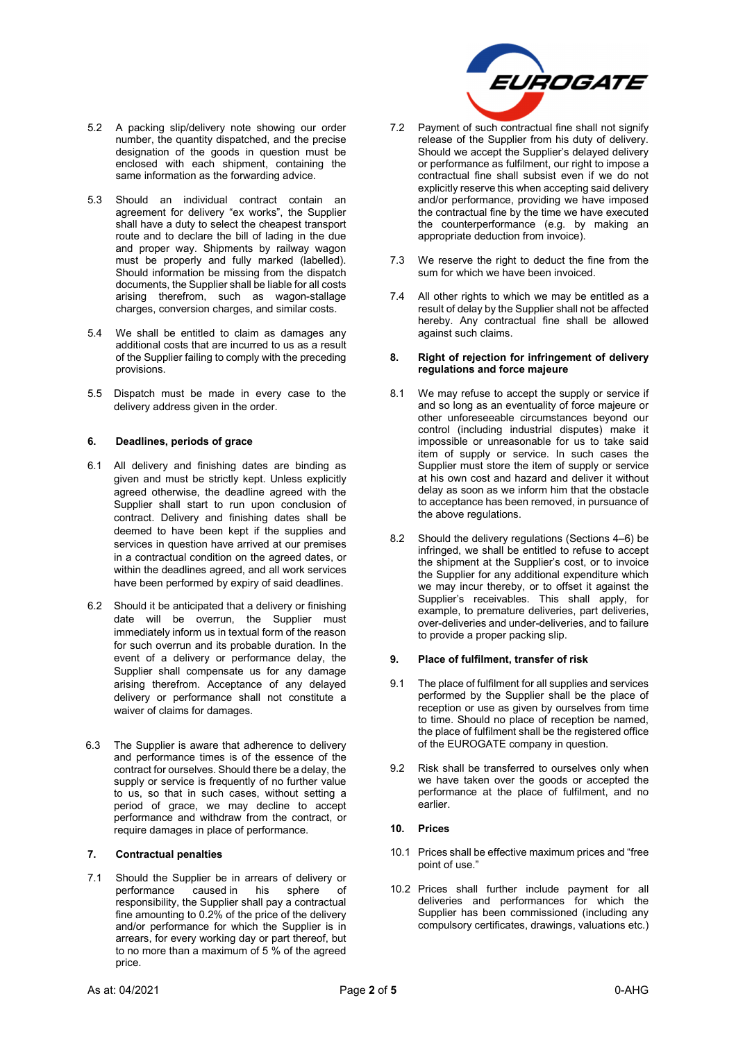5.2 A packing slip/delivery note showing our order number, the quantity dispatched, and the precise designation of the goods in question must be enclosed with each shipment, containing the same information as the forwarding advice.

5.3 Should an individual contract contain an agreement for delivery "ex works", the Supplier shall have a duty to select the cheapest transport route and to declare the bill of lading in the due and proper way. Shipments by railway wagon must be properly and fully marked (labelled). Should information be missing from the dispatch documents, the Supplier shall be liable for all costs arising therefrom, such as wagon-stallage charges, conversion charges, and similar costs.

5.4 We shall be entitled to claim as damages any additional costs that are incurred to us as a result of the Supplier failing to comply with the preceding provisions.

5.5 Dispatch must be made in every case to the delivery address given in the order.

## 6. Deadlines, periods of grace

6.1 All delivery and finishing dates are binding as given and must be strictly kept. Unless explicitly agreed otherwise, the deadline agreed with the Supplier shall start to run upon conclusion of contract. Delivery and finishing dates shall be deemed to have been kept if the supplies and services in question have arrived at our premises in a contractual condition on the agreed dates, or within the deadlines agreed, and all work services have been performed by expiry of said deadlines.

6.2 Should it be anticipated that a delivery or finishing date will be overrun, the Supplier must immediately inform us in textual form of the reason for such overrun and its probable duration. In the event of a delivery or performance delay, the Supplier shall compensate us for any damage arising therefrom. Acceptance of any delayed delivery or performance shall not constitute a waiver of claims for damages.

6.3 The Supplier is aware that adherence to delivery and performance times is of the essence of the contract for ourselves. Should there be a delay, the supply or service is frequently of no further value to us, so that in such cases, without setting a period of grace, we may decline to accept performance and withdraw from the contract, or require damages in place of performance.

## 7. Contractual penalties

7.1 Should the Supplier be in arrears of delivery or performance caused in his sphere of responsibility, the Supplier shall pay a contractual fine amounting to 0.2% of the price of the delivery and/or performance for which the Supplier is in arrears, for every working day or part thereof, but to no more than a maximum of 5 % of the agreed price.

7.2 Payment of such contractual fine shall not signify release of the Supplier from his duty of delivery. Should we accept the Supplier's delayed delivery or performance as fulfilment, our right to impose a contractual fine shall subsist even if we do not explicitly reserve this when accepting said delivery and/or performance, providing we have imposed the contractual fine by the time we have executed the counterperformance (e.g. by making an appropriate deduction from invoice).

7.3 We reserve the right to deduct the fine from the sum for which we have been invoiced.

7.4 All other rights to which we may be entitled as a result of delay by the Supplier shall not be affected hereby. Any contractual fine shall be allowed against such claims.

## 8. Right of rejection for infringement of delivery regulations and force majeure

8.1 We may refuse to accept the supply or service if and so long as an eventuality of force majeure or other unforeseeable circumstances beyond our control (including industrial disputes) make it impossible or unreasonable for us to take said item of supply or service. In such cases the Supplier must store the item of supply or service at his own cost and hazard and deliver it without delay as soon as we inform him that the obstacle to acceptance has been removed, in pursuance of the above regulations.

8.2 Should the delivery regulations (Sections 4–6) be infringed, we shall be entitled to refuse to accept the shipment at the Supplier's cost, or to invoice the Supplier for any additional expenditure which we may incur thereby, or to offset it against the Supplier's receivables. This shall apply, for example, to premature deliveries, part deliveries, over-deliveries and under-deliveries, and to failure to provide a proper packing slip.

## 9. Place of fulfilment, transfer of risk

9.1 The place of fulfilment for all supplies and services performed by the Supplier shall be the place of reception or use as given by ourselves from time to time. Should no place of reception be named, the place of fulfilment shall be the registered office of the EUROGATE company in question.

9.2 Risk shall be transferred to ourselves only when we have taken over the goods or accepted the performance at the place of fulfilment, and no earlier.

## 10. Prices

10.1 Prices shall be effective maximum prices and "free point of use."

10.2 Prices shall further include payment for all deliveries and performances for which the Supplier has been commissioned (including any compulsory certificates, drawings, valuations etc.)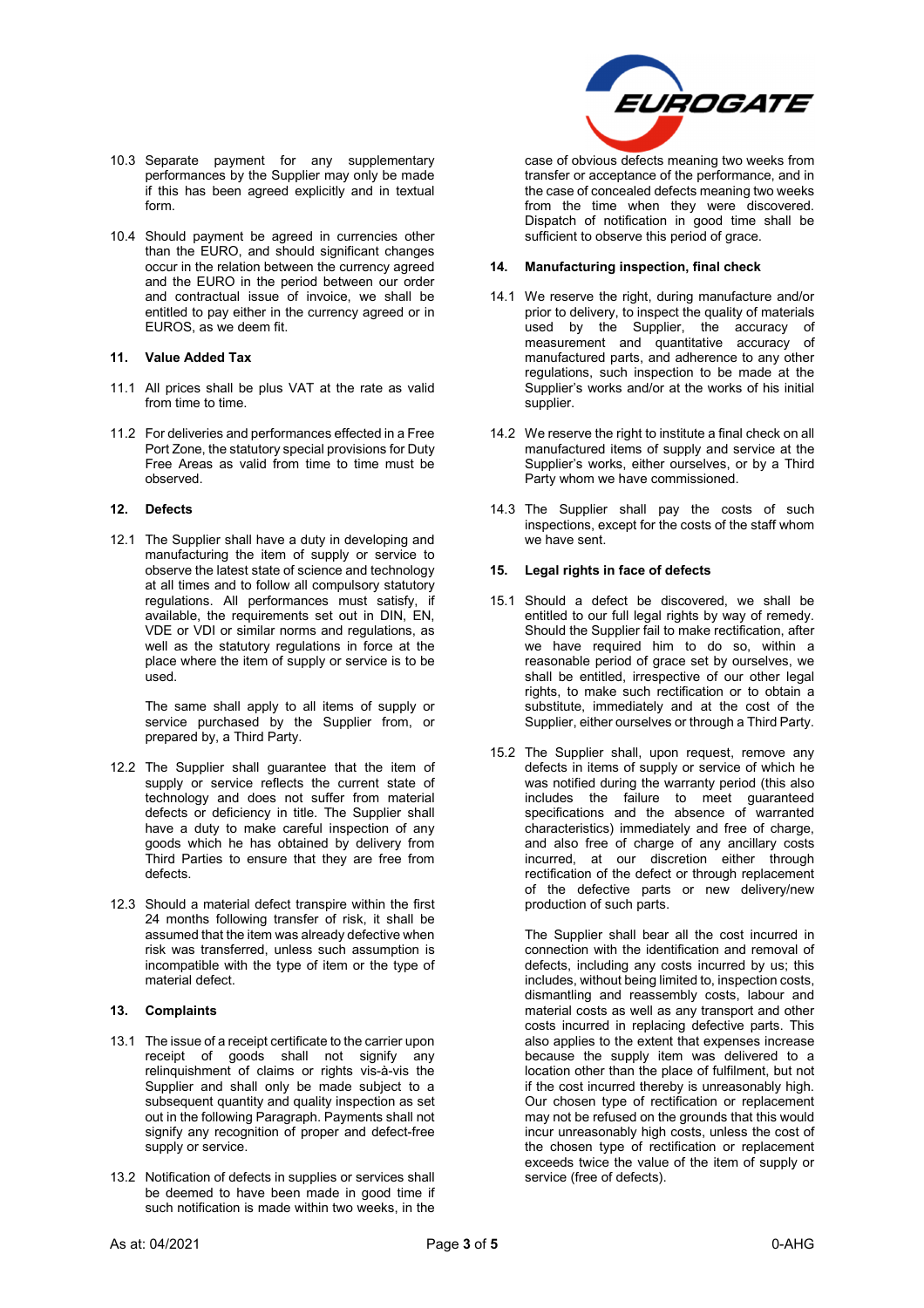10.3 Separate payment for any supplementary performances by the Supplier may only be made if this has been agreed explicitly and in textual form.

10.4 Should payment be agreed in currencies other than the EURO, and should significant changes occur in the relation between the currency agreed and the EURO in the period between our order and contractual issue of invoice, we shall be entitled to pay either in the currency agreed or in EUROS, as we deem fit.

## 11. Value Added Tax

11.1 All prices shall be plus VAT at the rate as valid from time to time.

11.2 For deliveries and performances effected in a Free Port Zone, the statutory special provisions for Duty Free Areas as valid from time to time must be observed.

## 12. Defects

12.1 The Supplier shall have a duty in developing and manufacturing the item of supply or service to observe the latest state of science and technology at all times and to follow all compulsory statutory regulations. All performances must satisfy, if available, the requirements set out in DIN, EN, VDE or VDI or similar norms and regulations, as well as the statutory regulations in force at the place where the item of supply or service is to be used.

The same shall apply to all items of supply or service purchased by the Supplier from, or prepared by, a Third Party.

12.2 The Supplier shall guarantee that the item of supply or service reflects the current state of technology and does not suffer from material defects or deficiency in title. The Supplier shall have a duty to make careful inspection of any goods which he has obtained by delivery from Third Parties to ensure that they are free from defects.

12.3 Should a material defect transpire within the first 24 months following transfer of risk, it shall be assumed that the item was already defective when risk was transferred, unless such assumption is incompatible with the type of item or the type of material defect.

## 13. Complaints

13.1 The issue of a receipt certificate to the carrier upon receipt of goods shall not signify any relinquishment of claims or rights vis-à-vis the Supplier and shall only be made subject to a subsequent quantity and quality inspection as set out in the following Paragraph. Payments shall not signify any recognition of proper and defect-free supply or service.

13.2 Notification of defects in supplies or services shall be deemed to have been made in good time if such notification is made within two weeks, in the case of obvious defects meaning two weeks from transfer or acceptance of the performance, and in the case of concealed defects meaning two weeks from the time when they were discovered. Dispatch of notification in good time shall be sufficient to observe this period of grace.

## 14. Manufacturing inspection, final check

14.1 We reserve the right, during manufacture and/or prior to delivery, to inspect the quality of materials used by the Supplier, the accuracy of measurement and quantitative accuracy of manufactured parts, and adherence to any other regulations, such inspection to be made at the Supplier's works and/or at the works of his initial supplier.

14.2 We reserve the right to institute a final check on all manufactured items of supply and service at the Supplier's works, either ourselves, or by a Third Party whom we have commissioned.

14.3 The Supplier shall pay the costs of such inspections, except for the costs of the staff whom we have sent.

## 15. Legal rights in face of defects

15.1 Should a defect be discovered, we shall be entitled to our full legal rights by way of remedy. Should the Supplier fail to make rectification, after we have required him to do so, within a reasonable period of grace set by ourselves, we shall be entitled, irrespective of our other legal rights, to make such rectification or to obtain a substitute, immediately and at the cost of the Supplier, either ourselves or through a Third Party.

15.2 The Supplier shall, upon request, remove any defects in items of supply or service of which he was notified during the warranty period (this also includes the failure to meet guaranteed specifications and the absence of warranted characteristics) immediately and free of charge, and also free of charge of any ancillary costs incurred, at our discretion either through rectification of the defect or through replacement of the defective parts or new delivery/new production of such parts.

The Supplier shall bear all the cost incurred in connection with the identification and removal of defects, including any costs incurred by us; this includes, without being limited to, inspection costs, dismantling and reassembly costs, labour and material costs as well as any transport and other costs incurred in replacing defective parts. This also applies to the extent that expenses increase because the supply item was delivered to a location other than the place of fulfilment, but not if the cost incurred thereby is unreasonably high. Our chosen type of rectification or replacement may not be refused on the grounds that this would incur unreasonably high costs, unless the cost of the chosen type of rectification or replacement exceeds twice the value of the item of supply or service (free of defects).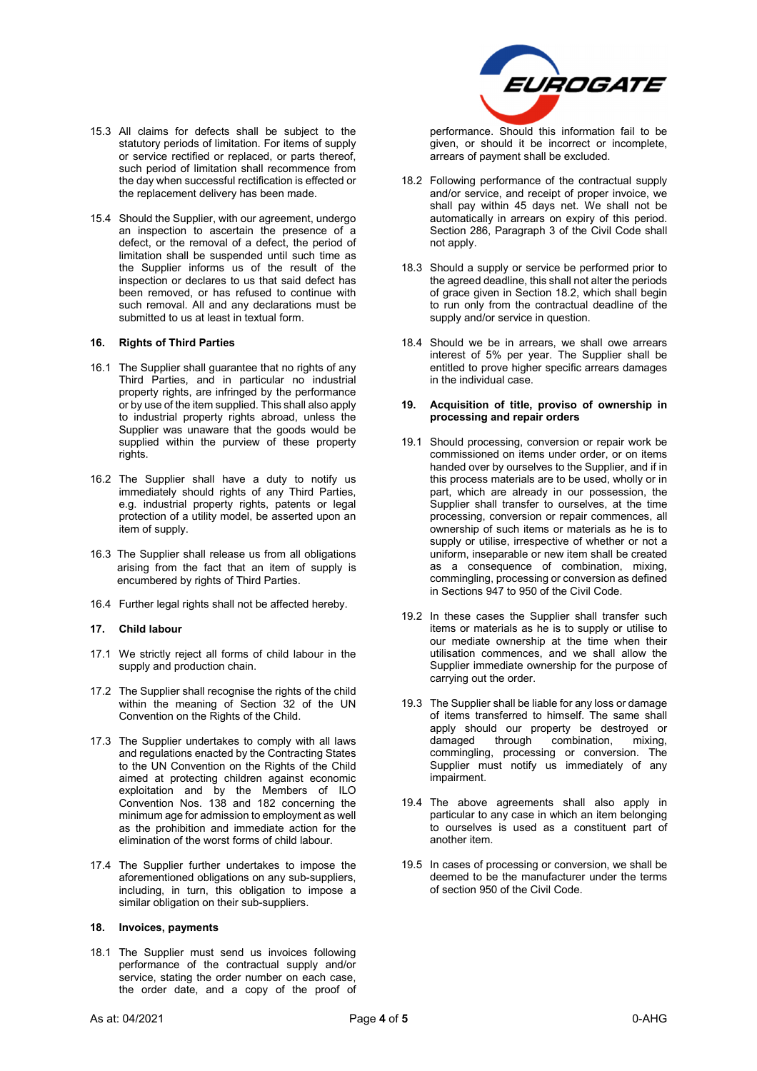15.3 All claims for defects shall be subject to the statutory periods of limitation. For items of supply or service rectified or replaced, or parts thereof, such period of limitation shall recommence from the day when successful rectification is effected or the replacement delivery has been made.

15.4 Should the Supplier, with our agreement, undergo an inspection to ascertain the presence of a defect, or the removal of a defect, the period of limitation shall be suspended until such time as the Supplier informs us of the result of the inspection or declares to us that said defect has been removed, or has refused to continue with such removal. All and any declarations must be submitted to us at least in textual form.

## 16. Rights of Third Parties

16.1 The Supplier shall guarantee that no rights of any Third Parties, and in particular no industrial property rights, are infringed by the performance or by use of the item supplied. This shall also apply to industrial property rights abroad, unless the Supplier was unaware that the goods would be supplied within the purview of these property rights.

16.2 The Supplier shall have a duty to notify us immediately should rights of any Third Parties, e.g. industrial property rights, patents or legal protection of a utility model, be asserted upon an item of supply.

16.3 The Supplier shall release us from all obligations arising from the fact that an item of supply is encumbered by rights of Third Parties.

16.4 Further legal rights shall not be affected hereby.

## 17. Child labour

17.1 We strictly reject all forms of child labour in the supply and production chain.

17.2 The Supplier shall recognise the rights of the child within the meaning of Section 32 of the UN Convention on the Rights of the Child.

17.3 The Supplier undertakes to comply with all laws and regulations enacted by the Contracting States to the UN Convention on the Rights of the Child aimed at protecting children against economic exploitation and by the Members of ILO Convention Nos. 138 and 182 concerning the minimum age for admission to employment as well as the prohibition and immediate action for the elimination of the worst forms of child labour.

17.4 The Supplier further undertakes to impose the aforementioned obligations on any sub-suppliers, including, in turn, this obligation to impose a similar obligation on their sub-suppliers.

## 18. Invoices, payments

18.1 The Supplier must send us invoices following performance of the contractual supply and/or service, stating the order number on each case, the order date, and a copy of the proof of performance. Should this information fail to be given, or should it be incorrect or incomplete, arrears of payment shall be excluded.

18.2 Following performance of the contractual supply and/or service, and receipt of proper invoice, we shall pay within 45 days net. We shall not be automatically in arrears on expiry of this period. Section 286, Paragraph 3 of the Civil Code shall not apply.

18.3 Should a supply or service be performed prior to the agreed deadline, this shall not alter the periods of grace given in Section 18.2, which shall begin to run only from the contractual deadline of the supply and/or service in question.

18.4 Should we be in arrears, we shall owe arrears interest of 5% per year. The Supplier shall be entitled to prove higher specific arrears damages in the individual case.

## 19. Acquisition of title, proviso of ownership in processing and repair orders

19.1 Should processing, conversion or repair work be commissioned on items under order, or on items handed over by ourselves to the Supplier, and if in this process materials are to be used, wholly or in part, which are already in our possession, the Supplier shall transfer to ourselves, at the time processing, conversion or repair commences, all ownership of such items or materials as he is to supply or utilise, irrespective of whether or not a uniform, inseparable or new item shall be created as a consequence of combination, mixing, commingling, processing or conversion as defined in Sections 947 to 950 of the Civil Code.

19.2 In these cases the Supplier shall transfer such items or materials as he is to supply or utilise to our mediate ownership at the time when their utilisation commences, and we shall allow the Supplier immediate ownership for the purpose of carrying out the order.

19.3 The Supplier shall be liable for any loss or damage of items transferred to himself. The same shall apply should our property be destroyed or damaged through combination, mixing, commingling, processing or conversion. The Supplier must notify us immediately of any impairment.

19.4 The above agreements shall also apply in particular to any case in which an item belonging to ourselves is used as a constituent part of another item.

19.5 In cases of processing or conversion, we shall be deemed to be the manufacturer under the terms of section 950 of the Civil Code.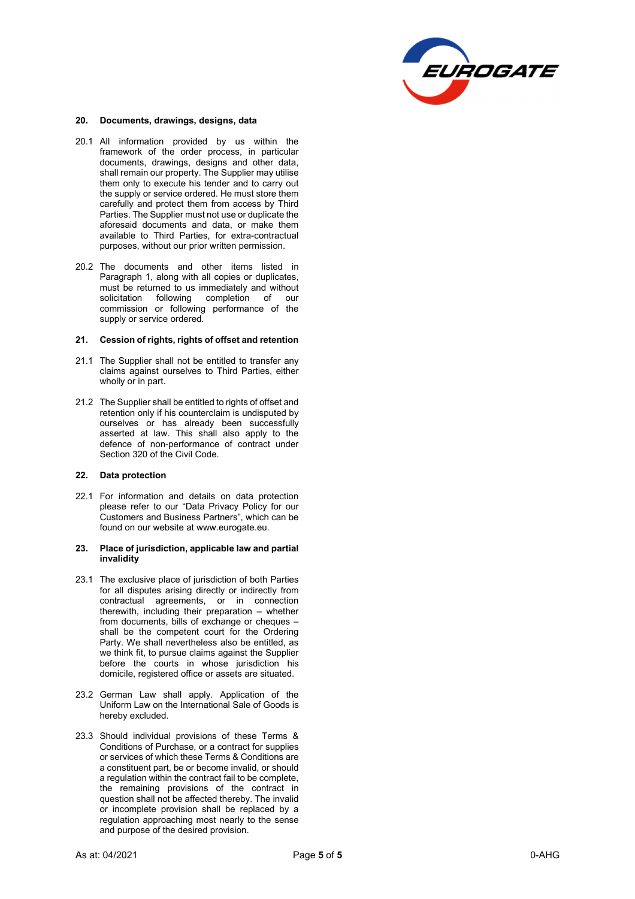## 20. Documents, drawings, designs, data

20.1 All information provided by us within the framework of the order process, in particular documents, drawings, designs and other data, shall remain our property. The Supplier may utilise them only to execute his tender and to carry out the supply or service ordered. He must store them carefully and protect them from access by Third Parties. The Supplier must not use or duplicate the aforesaid documents and data, or make them available to Third Parties, for extra-contractual purposes, without our prior written permission.

20.2 The documents and other items listed in Paragraph 1, along with all copies or duplicates, must be returned to us immediately and without solicitation following completion of our commission or following performance of the supply or service ordered.

## 21. Cession of rights, rights of offset and retention

21.1 The Supplier shall not be entitled to transfer any claims against ourselves to Third Parties, either wholly or in part.

21.2 The Supplier shall be entitled to rights of offset and retention only if his counterclaim is undisputed by ourselves or has already been successfully asserted at law. This shall also apply to the defence of non-performance of contract under Section 320 of the Civil Code.

## 22. Data protection

22.1 For information and details on data protection please refer to our "Data Privacy Policy for our Customers and Business Partners", which can be found on our website at www.eurogate.eu.

## 23. Place of jurisdiction, applicable law and partial invalidity

23.1 The exclusive place of jurisdiction of both Parties for all disputes arising directly or indirectly from contractual agreements, or in connection therewith, including their preparation – whether from documents, bills of exchange or cheques – shall be the competent court for the Ordering Party. We shall nevertheless also be entitled, as we think fit, to pursue claims against the Supplier before the courts in whose jurisdiction his domicile, registered office or assets are situated.

23.2 German Law shall apply. Application of the Uniform Law on the International Sale of Goods is hereby excluded.

23.3 Should individual provisions of these Terms & Conditions of Purchase, or a contract for supplies or services of which these Terms & Conditions are a constituent part, be or become invalid, or should a regulation within the contract fail to be complete, the remaining provisions of the contract in question shall not be affected thereby. The invalid or incomplete provision shall be replaced by a regulation approaching most nearly to the sense and purpose of the desired provision.